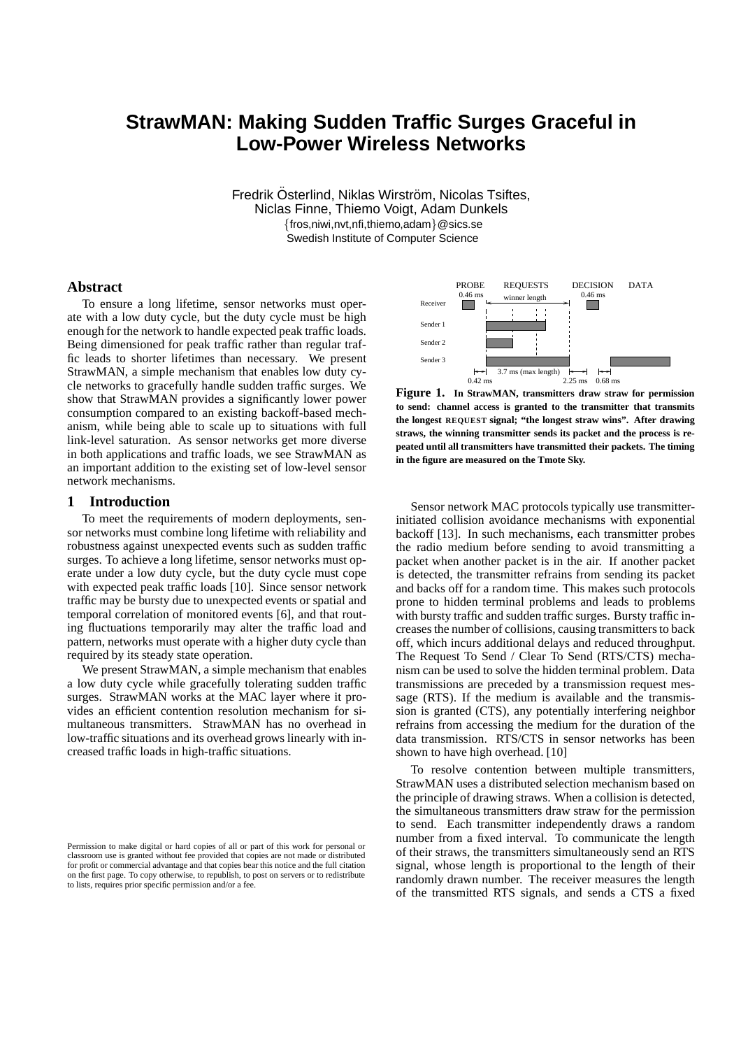# StrawMAN: Making Sudden Traffic Surges Graceful in Low-Power Wireless Networks

Fredrik Österlind, Niklas Wirström, Nicolas Tsiftes, Niclas Finne, Thiemo Voigt, Adam Dunkels
{fros,niwi,nvt,nfi,thiemo,adam}@sics.se
Swedish Institute of Computer Science

## Abstract

To ensure a long lifetime, sensor networks must operate with a low duty cycle, but the duty cycle must be high enough for the network to handle expected peak traffic loads. Being dimensioned for peak traffic rather than regular traffic leads to shorter lifetimes than necessary. We present StrawMAN, a simple mechanism that enables low duty cycle networks to gracefully handle sudden traffic surges. We show that StrawMAN provides a significantly lower power consumption compared to an existing backoff-based mechanism, while being able to scale up to situations with full link-level saturation. As sensor networks get more diverse in both applications and traffic loads, we see StrawMAN as an important addition to the existing set of low-level sensor network mechanisms.

## 1 Introduction

To meet the requirements of modern deployments, sensor networks must combine long lifetime with reliability and robustness against unexpected events such as sudden traffic surges. To achieve a long lifetime, sensor networks must operate under a low duty cycle, but the duty cycle must cope with expected peak traffic loads [10]. Since sensor network traffic may be bursty due to unexpected events or spatial and temporal correlation of monitored events [6], and that routing fluctuations temporarily may alter the traffic load and pattern, networks must operate with a higher duty cycle than required by its steady state operation.

We present StrawMAN, a simple mechanism that enables a low duty cycle while gracefully tolerating sudden traffic surges. StrawMAN works at the MAC layer where it provides an efficient contention resolution mechanism for simultaneous transmitters. StrawMAN has no overhead in low-traffic situations and its overhead grows linearly with increased traffic loads in high-traffic situations.

Permission to make digital or hard copies of all or part of this work for personal or classroom use is granted without fee provided that copies are not made or distributed for profit or commercial advantage and that copies bear this notice and the full citation on the first page. To copy otherwise, to republish, to post on servers or to redistribute to lists, requires prior specific permission and/or a fee.

**Figure 1. In StrawMAN, transmitters draw straw for permission to send: channel access is granted to the transmitter that transmits the longest REQUEST signal; "the longest straw wins". After drawing straws, the winning transmitter sends its packet and the process is repeated until all transmitters have transmitted their packets. The timing in the figure are measured on the Tmote Sky.**

Sensor network MAC protocols typically use transmitter-initiated collision avoidance mechanisms with exponential backoff [13]. In such mechanisms, each transmitter probes the radio medium before sending to avoid transmitting a packet when another packet is in the air. If another packet is detected, the transmitter refrains from sending its packet and backs off for a random time. This makes such protocols prone to hidden terminal problems and leads to problems with bursty traffic and sudden traffic surges. Bursty traffic increases the number of collisions, causing transmitters to back off, which incurs additional delays and reduced throughput. The Request To Send / Clear To Send (RTS/CTS) mechanism can be used to solve the hidden terminal problem. Data transmissions are preceded by a transmission request message (RTS). If the medium is available and the transmission is granted (CTS), any potentially interfering neighbor refrains from accessing the medium for the duration of the data transmission. RTS/CTS in sensor networks has been shown to have high overhead. [10]

To resolve contention between multiple transmitters, StrawMAN uses a distributed selection mechanism based on the principle of drawing straws. When a collision is detected, the simultaneous transmitters draw straw for the permission to send. Each transmitter independently draws a random number from a fixed interval. To communicate the length of their straws, the transmitters simultaneously send an RTS signal, whose length is proportional to the length of their randomly drawn number. The receiver measures the length of the transmitted RTS signals, and sends a CTS a fixed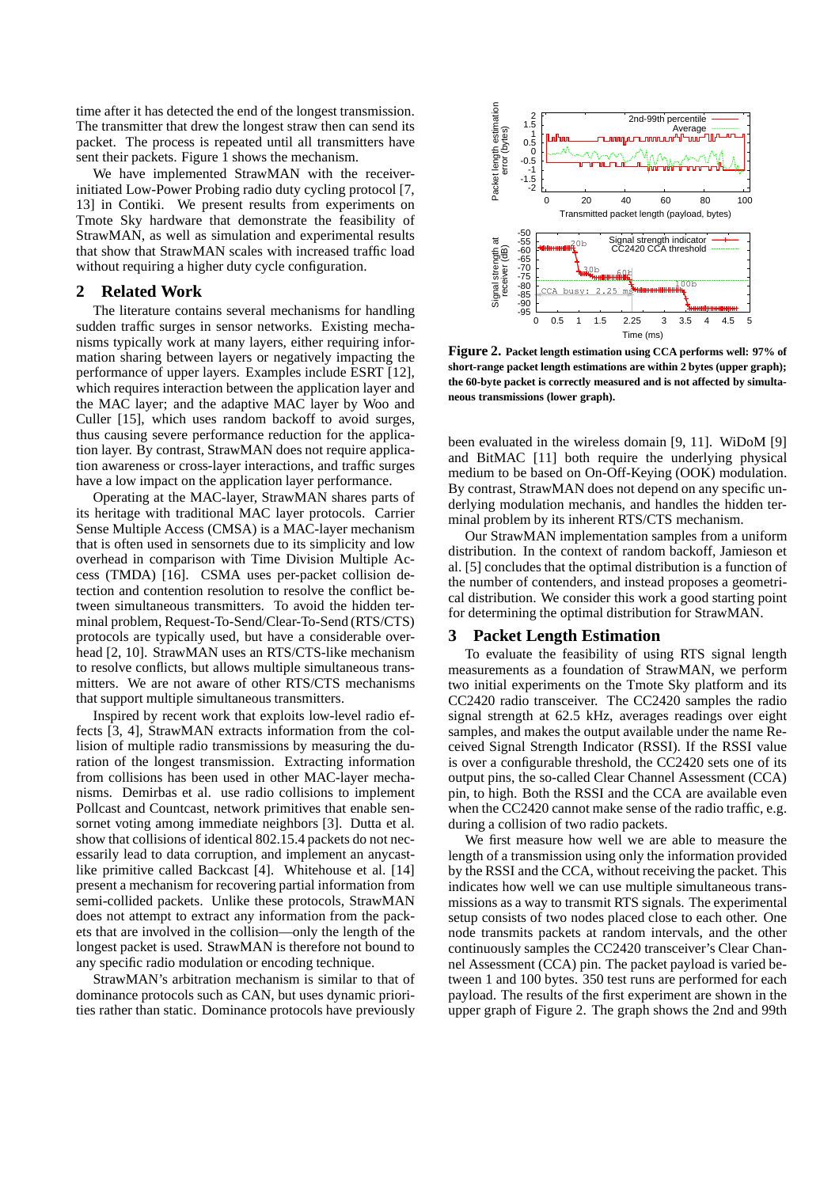time after it has detected the end of the longest transmission. The transmitter that drew the longest straw then can send its packet. The process is repeated until all transmitters have sent their packets. Figure 1 shows the mechanism.

We have implemented StrawMAN with the receiver-initiated Low-Power Probing radio duty cycling protocol [7, 13] in Contiki. We present results from experiments on Tmote Sky hardware that demonstrate the feasibility of StrawMAN, as well as simulation and experimental results that show that StrawMAN scales with increased traffic load without requiring a higher duty cycle configuration.

## 2 Related Work

The literature contains several mechanisms for handling sudden traffic surges in sensor networks. Existing mechanisms typically work at many layers, either requiring information sharing between layers or negatively impacting the performance of upper layers. Examples include ESRT [12], which requires interaction between the application layer and the MAC layer; and the adaptive MAC layer by Woo and Culler [15], which uses random backoff to avoid surges, thus causing severe performance reduction for the application layer. By contrast, StrawMAN does not require application awareness or cross-layer interactions, and traffic surges have a low impact on the application layer performance.

Operating at the MAC-layer, StrawMAN shares parts of its heritage with traditional MAC layer protocols. Carrier Sense Multiple Access (CMSA) is a MAC-layer mechanism that is often used in sensornets due to its simplicity and low overhead in comparison with Time Division Multiple Access (TDMA) [16]. CSMA uses per-packet collision detection and contention resolution to resolve the conflict between simultaneous transmitters. To avoid the hidden terminal problem, Request-To-Send/Clear-To-Send (RTS/CTS) protocols are typically used, but have a considerable overhead [2, 10]. StrawMAN uses an RTS/CTS-like mechanism to resolve conflicts, but allows multiple simultaneous transmitters. We are not aware of other RTS/CTS mechanisms that support multiple simultaneous transmitters.

Inspired by recent work that exploits low-level radio effects [3, 4], StrawMAN extracts information from the collision of multiple radio transmissions by measuring the duration of the longest transmission. Extracting information from collisions has been used in other MAC-layer mechanisms. Demirbas et al. use radio collisions to implement Pollcast and Countcast, network primitives that enable sensornet voting among immediate neighbors [3]. Dutta et al. show that collisions of identical 802.15.4 packets do not necessarily lead to data corruption, and implement an anycast-like primitive called Backcast [4]. Whitehouse et al. [14] present a mechanism for recovering partial information from semi-collided packets. Unlike these protocols, StrawMAN does not attempt to extract any information from the packets that are involved in the collision—only the length of the longest packet is used. StrawMAN is therefore not bound to any specific radio modulation or encoding technique.

StrawMAN's arbitration mechanism is similar to that of dominance protocols such as CAN, but uses dynamic priorities rather than static. Dominance protocols have previously been evaluated in the wireless domain [9, 11]. WiDoM [9] and BitMAC [11] both require the underlying physical medium to be based on On-Off-Keying (OOK) modulation. By contrast, StrawMAN does not depend on any specific underlying modulation mechanis, and handles the hidden terminal problem by its inherent RTS/CTS mechanism.

Our StrawMAN implementation samples from a uniform distribution. In the context of random backoff, Jamieson et al. [5] concludes that the optimal distribution is a function of the number of contenders, and instead proposes a geometrical distribution. We consider this work a good starting point for determining the optimal distribution for StrawMAN.

**Figure 2. Packet length estimation using CCA performs well: 97% of short-range packet length estimations are within 2 bytes (upper graph); the 60-byte packet is correctly measured and is not affected by simultaneous transmissions (lower graph).**

## 3 Packet Length Estimation

To evaluate the feasibility of using RTS signal length measurements as a foundation of StrawMAN, we perform two initial experiments on the Tmote Sky platform and its CC2420 radio transceiver. The CC2420 samples the radio signal strength at 62.5 kHz, averages readings over eight samples, and makes the output available under the name Received Signal Strength Indicator (RSSI). If the RSSI value is over a configurable threshold, the CC2420 sets one of its output pins, the so-called Clear Channel Assessment (CCA) pin, to high. Both the RSSI and the CCA are available even when the CC2420 cannot make sense of the radio traffic, e.g. during a collision of two radio packets.

We first measure how well we are able to measure the length of a transmission using only the information provided by the RSSI and the CCA, without receiving the packet. This indicates how well we can use multiple simultaneous transmissions as a way to transmit RTS signals. The experimental setup consists of two nodes placed close to each other. One node transmits packets at random intervals, and the other continuously samples the CC2420 transceiver's Clear Channel Assessment (CCA) pin. The packet payload is varied between 1 and 100 bytes. 350 test runs are performed for each payload. The results of the first experiment are shown in the upper graph of Figure 2. The graph shows the 2nd and 99th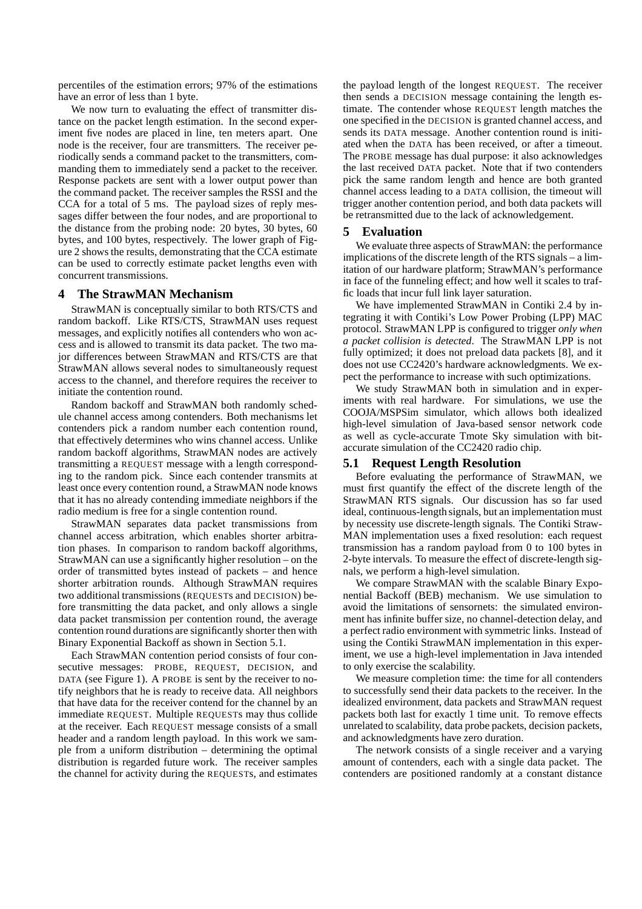percentiles of the estimation errors; 97% of the estimations have an error of less than 1 byte.

We now turn to evaluating the effect of transmitter distance on the packet length estimation. In the second experiment five nodes are placed in line, ten meters apart. One node is the receiver, four are transmitters. The receiver periodically sends a command packet to the transmitters, commanding them to immediately send a packet to the receiver. Response packets are sent with a lower output power than the command packet. The receiver samples the RSSI and the CCA for a total of 5 ms. The payload sizes of reply messages differ between the four nodes, and are proportional to the distance from the probing node: 20 bytes, 30 bytes, 60 bytes, and 100 bytes, respectively. The lower graph of Figure 2 shows the results, demonstrating that the CCA estimate can be used to correctly estimate packet lengths even with concurrent transmissions.

## 4 The StrawMAN Mechanism

StrawMAN is conceptually similar to both RTS/CTS and random backoff. Like RTS/CTS, StrawMAN uses request messages, and explicitly notifies all contenders who won access and is allowed to transmit its data packet. The two major differences between StrawMAN and RTS/CTS are that StrawMAN allows several nodes to simultaneously request access to the channel, and therefore requires the receiver to initiate the contention round.

Random backoff and StrawMAN both randomly schedule channel access among contenders. Both mechanisms let contenders pick a random number each contention round, that effectively determines who wins channel access. Unlike random backoff algorithms, StrawMAN nodes are actively transmitting a REQUEST message with a length corresponding to the random pick. Since each contender transmits at least once every contention round, a StrawMAN node knows that it has no already contending immediate neighbors if the radio medium is free for a single contention round.

StrawMAN separates data packet transmissions from channel access arbitration, which enables shorter arbitration phases. In comparison to random backoff algorithms, StrawMAN can use a significantly higher resolution – on the order of transmitted bytes instead of packets – and hence shorter arbitration rounds. Although StrawMAN requires two additional transmissions (REQUESTs and DECISION) before transmitting the data packet, and only allows a single data packet transmission per contention round, the average contention round durations are significantly shorter then with Binary Exponential Backoff as shown in Section 5.1.

Each StrawMAN contention period consists of four consecutive messages: PROBE, REQUEST, DECISION, and DATA (see Figure 1). A PROBE is sent by the receiver to notify neighbors that he is ready to receive data. All neighbors that have data for the receiver contend for the channel by an immediate REQUEST. Multiple REQUESTs may thus collide at the receiver. Each REQUEST message consists of a small header and a random length payload. In this work we sample from a uniform distribution – determining the optimal distribution is regarded future work. The receiver samples the channel for activity during the REQUESTs, and estimates the payload length of the longest REQUEST. The receiver then sends a DECISION message containing the length estimate. The contender whose REQUEST length matches the one specified in the DECISION is granted channel access, and sends its DATA message. Another contention round is initiated when the DATA has been received, or after a timeout. The PROBE message has dual purpose: it also acknowledges the last received DATA packet. Note that if two contenders pick the same random length and hence are both granted channel access leading to a DATA collision, the timeout will trigger another contention period, and both data packets will be retransmitted due to the lack of acknowledgement.

## 5 Evaluation

We evaluate three aspects of StrawMAN: the performance implications of the discrete length of the RTS signals – a limitation of our hardware platform; StrawMAN's performance in face of the funneling effect; and how well it scales to traffic loads that incur full link layer saturation.

We have implemented StrawMAN in Contiki 2.4 by integrating it with Contiki's Low Power Probing (LPP) MAC protocol. StrawMAN LPP is configured to trigger *only when a packet collision is detected*. The StrawMAN LPP is not fully optimized; it does not preload data packets [8], and it does not use CC2420's hardware acknowledgments. We expect the performance to increase with such optimizations.

We study StrawMAN both in simulation and in experiments with real hardware. For simulations, we use the COOJA/MSPSim simulator, which allows both idealized high-level simulation of Java-based sensor network code as well as cycle-accurate Tmote Sky simulation with bit-accurate simulation of the CC2420 radio chip.

### 5.1 Request Length Resolution

Before evaluating the performance of StrawMAN, we must first quantify the effect of the discrete length of the StrawMAN RTS signals. Our discussion has so far used ideal, continuous-length signals, but an implementation must by necessity use discrete-length signals. The Contiki StrawMAN implementation uses a fixed resolution: each request transmission has a random payload from 0 to 100 bytes in 2-byte intervals. To measure the effect of discrete-length signals, we perform a high-level simulation.

We compare StrawMAN with the scalable Binary Exponential Backoff (BEB) mechanism. We use simulation to avoid the limitations of sensornets: the simulated environment has infinite buffer size, no channel-detection delay, and a perfect radio environment with symmetric links. Instead of using the Contiki StrawMAN implementation in this experiment, we use a high-level implementation in Java intended to only exercise the scalability.

We measure completion time: the time for all contenders to successfully send their data packets to the receiver. In the idealized environment, data packets and StrawMAN request packets both last for exactly 1 time unit. To remove effects unrelated to scalability, data probe packets, decision packets, and acknowledgments have zero duration.

The network consists of a single receiver and a varying amount of contenders, each with a single data packet. The contenders are positioned randomly at a constant distance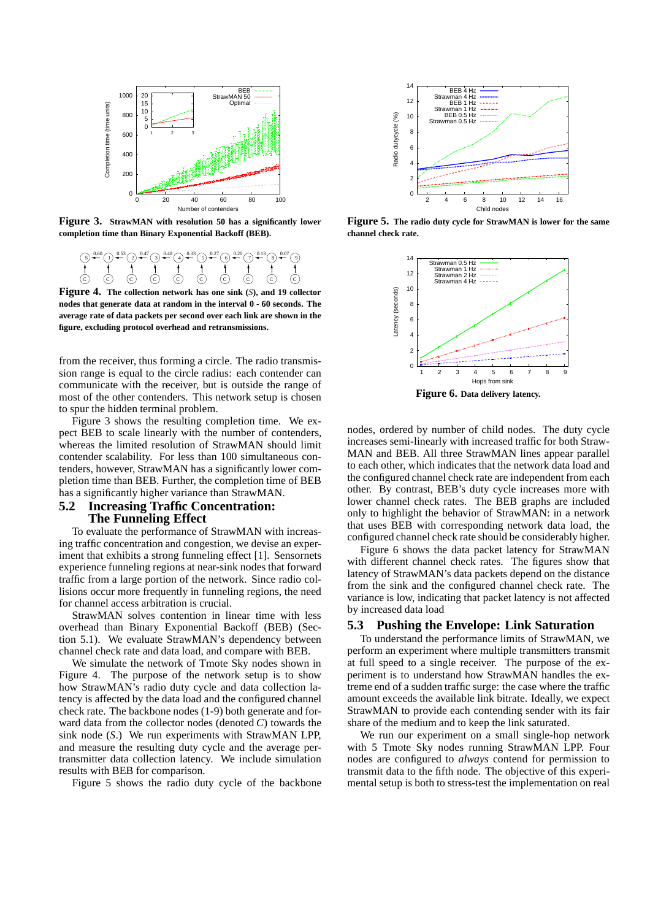**Figure 3. StrawMAN with resolution 50 has a significantly lower completion time than Binary Exponential Backoff (BEB).**

**Figure 4. The collection network has one sink (S), and 19 collector nodes that generate data at random in the interval 0 - 60 seconds. The average rate of data packets per second over each link are shown in the figure, excluding protocol overhead and retransmissions.**

from the receiver, thus forming a circle. The radio transmission range is equal to the circle radius: each contender can communicate with the receiver, but is outside the range of most of the other contenders. This network setup is chosen to spur the hidden terminal problem.

Figure 3 shows the resulting completion time. We expect BEB to scale linearly with the number of contenders, whereas the limited resolution of StrawMAN should limit contender scalability. For less than 100 simultaneous contenders, however, StrawMAN has a significantly lower completion time than BEB. Further, the completion time of BEB has a significantly higher variance than StrawMAN.

## 5.2 Increasing Traffic Concentration: The Funneling Effect

To evaluate the performance of StrawMAN with increasing traffic concentration and congestion, we devise an experiment that exhibits a strong funneling effect [1]. Sensornets experience funneling regions at near-sink nodes that forward traffic from a large portion of the network. Since radio collisions occur more frequently in funneling regions, the need for channel access arbitration is crucial.

StrawMAN solves contention in linear time with less overhead than Binary Exponential Backoff (BEB) (Section 5.1). We evaluate StrawMAN's dependency between channel check rate and data load, and compare with BEB.

We simulate the network of Tmote Sky nodes shown in Figure 4. The purpose of the network setup is to show how StrawMAN's radio duty cycle and data collection latency is affected by the data load and the configured channel check rate. The backbone nodes (1-9) both generate and forward data from the collector nodes (denoted *C*) towards the sink node (*S*.) We run experiments with StrawMAN LPP, and measure the resulting duty cycle and the average per-transmitter data collection latency. We include simulation results with BEB for comparison.

Figure 5 shows the radio duty cycle of the backbone nodes, ordered by number of child nodes. The duty cycle increases semi-linearly with increased traffic for both StrawMAN and BEB. All three StrawMAN lines appear parallel to each other, which indicates that the network data load and the configured channel check rate are independent from each other. By contrast, BEB's duty cycle increases more with lower channel check rates. The BEB graphs are included only to highlight the behavior of StrawMAN: in a network that uses BEB with corresponding network data load, the configured channel check rate should be considerably higher.

Figure 6 shows the data packet latency for StrawMAN with different channel check rates. The figures show that latency of StrawMAN's data packets depend on the distance from the sink and the configured channel check rate. The variance is low, indicating that packet latency is not affected by increased data load

**Figure 5. The radio duty cycle for StrawMAN is lower for the same channel check rate.**

**Figure 6. Data delivery latency.**

## 5.3 Pushing the Envelope: Link Saturation

To understand the performance limits of StrawMAN, we perform an experiment where multiple transmitters transmit at full speed to a single receiver. The purpose of the experiment is to understand how StrawMAN handles the extreme end of a sudden traffic surge: the case where the traffic amount exceeds the available link bitrate. Ideally, we expect StrawMAN to provide each contending sender with its fair share of the medium and to keep the link saturated.

We run our experiment on a small single-hop network with 5 Tmote Sky nodes running StrawMAN LPP. Four nodes are configured to *always* contend for permission to transmit data to the fifth node. The objective of this experimental setup is both to stress-test the implementation on real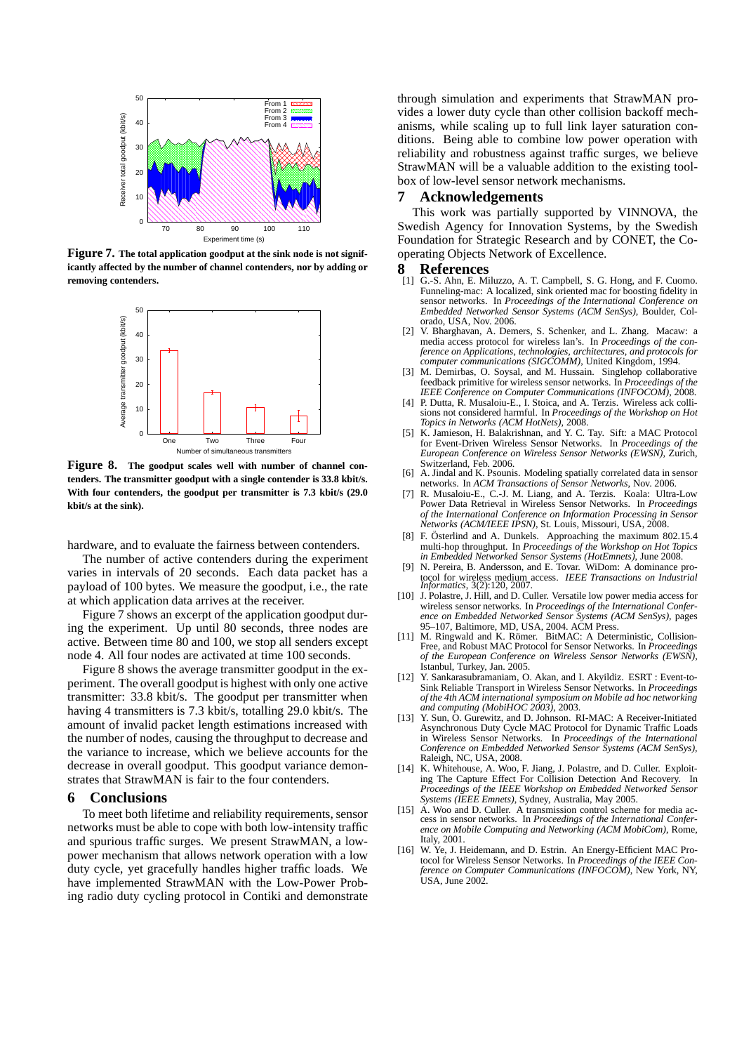50

40

30

20

10

0

70 80 90 100 110

Receiver total goodput (kbit/s)

Experiment time (s)

From 1
From 2
From 3
From 4

**Figure 7. The total application goodput at the sink node is not significantly affected by the number of channel contenders, nor by adding or removing contenders.**

50

40

30

20

10

0

Average transmitter goodput (kbit/s)

One Two Three Four

Number of simultaneous transmitters

**Figure 8. The goodput scales well with number of channel contenders. The transmitter goodput with a single contender is 33.8 kbit/s. With four contenders, the goodput per transmitter is 7.3 kbit/s (29.0 kbit/s at the sink).**

hardware, and to evaluate the fairness between contenders.

The number of active contenders during the experiment varies in intervals of 20 seconds. Each data packet has a payload of 100 bytes. We measure the goodput, i.e., the rate at which application data arrives at the receiver.

Figure 7 shows an excerpt of the application goodput during the experiment. Up until 80 seconds, three nodes are active. Between time 80 and 100, we stop all senders except node 4. All four nodes are activated at time 100 seconds.

Figure 8 shows the average transmitter goodput in the experiment. The overall goodput is highest with only one active transmitter: 33.8 kbit/s. The goodput per transmitter when having 4 transmitters is 7.3 kbit/s, totalling 29.0 kbit/s. The amount of invalid packet length estimations increased with the number of nodes, causing the throughput to decrease and the variance to increase, which we believe accounts for the decrease in overall goodput. This goodput variance demonstrates that StrawMAN is fair to the four contenders.

## 6 Conclusions

To meet both lifetime and reliability requirements, sensor networks must be able to cope with both low-intensity traffic and spurious traffic surges. We present StrawMAN, a low-power mechanism that allows network operation with a low duty cycle, yet gracefully handles higher traffic loads. We have implemented StrawMAN with the Low-Power Probing radio duty cycling protocol in Contiki and demonstrate through simulation and experiments that StrawMAN provides a lower duty cycle than other collision backoff mechanisms, while scaling up to full link layer saturation conditions. Being able to combine low power operation with reliability and robustness against traffic surges, we believe StrawMAN will be a valuable addition to the existing toolbox of low-level sensor network mechanisms.

## 7 Acknowledgements

This work was partially supported by VINNOVA, the Swedish Agency for Innovation Systems, by the Swedish Foundation for Strategic Research and by CONET, the Cooperating Objects Network of Excellence.

## 8 References

[1] G.-S. Ahn, E. Miluzzo, A. T. Campbell, S. G. Hong, and F. Cuomo. Funneling-mac: A localized, sink oriented mac for boosting fidelity in sensor networks. In *Proceedings of the International Conference on Embedded Networked Sensor Systems (ACM SenSys)*, Boulder, Colorado, USA, Nov. 2006.

[2] V. Bharghavan, A. Demers, S. Schenker, and L. Zhang. Macaw: a media access protocol for wireless lan's. In *Proceedings of the conference on Applications, technologies, architectures, and protocols for computer communications (SIGCOMM)*, United Kingdom, 1994.

[3] M. Demirbas, O. Soysal, and M. Hussain. Singlehop collaborative feedback primitive for wireless sensor networks. In *Proceedings of the IEEE Conference on Computer Communications (INFOCOM)*, 2008.

[4] P. Dutta, R. Musaloiu-E., I. Stoica, and A. Terzis. Wireless ack collisions not considered harmful. In *Proceedings of the Workshop on Hot Topics in Networks (ACM HotNets)*, 2008.

[5] K. Jamieson, H. Balakrishnan, and Y. C. Tay. Sift: a MAC Protocol for Event-Driven Wireless Sensor Networks. In *Proceedings of the European Conference on Wireless Sensor Networks (EWSN)*, Zurich, Switzerland, Feb. 2006.

[6] A. Jindal and K. Psounis. Modeling spatially correlated data in sensor networks. In *ACM Transactions of Sensor Networks*, Nov. 2006.

[7] R. Musaloiu-E., C.-J. M. Liang, and A. Terzis. Koala: Ultra-Low Power Data Retrieval in Wireless Sensor Networks. In *Proceedings of the International Conference on Information Processing in Sensor Networks (ACM/IEEE IPSN)*, St. Louis, Missouri, USA, 2008.

[8] F. Österlind and A. Dunkels. Approaching the maximum 802.15.4 multi-hop throughput. In *Proceedings of the Workshop on Hot Topics in Embedded Networked Sensor Systems (HotEmnets)*, June 2008.

[9] N. Pereira, B. Andersson, and E. Tovar. WiDom: A dominance protocol for wireless medium access. *IEEE Transactions on Industrial Informatics*, 3(2):120, 2007.

[10] J. Polastre, J. Hill, and D. Culler. Versatile low power media access for wireless sensor networks. In *Proceedings of the International Conference on Embedded Networked Sensor Systems (ACM SenSys)*, pages 95–107, Baltimore, MD, USA, 2004. ACM Press.

[11] M. Ringwald and K. Römer. BitMAC: A Deterministic, Collision-Free, and Robust MAC Protocol for Sensor Networks. In *Proceedings of the European Conference on Wireless Sensor Networks (EWSN)*, Istanbul, Turkey, Jan. 2005.

[12] Y. Sankarasubramaniam, O. Akan, and I. Akyildiz. ESRT : Event-to-Sink Reliable Transport in Wireless Sensor Networks. In *Proceedings of the 4th ACM international symposium on Mobile ad hoc networking and computing (MobiHOC 2003)*, 2003.

[13] Y. Sun, O. Gurewitz, and D. Johnson. RI-MAC: A Receiver-Initiated Asynchronous Duty Cycle MAC Protocol for Dynamic Traffic Loads in Wireless Sensor Networks. In *Proceedings of the International Conference on Embedded Networked Sensor Systems (ACM SenSys)*, Raleigh, NC, USA, 2008.

[14] K. Whitehouse, A. Woo, F. Jiang, J. Polastre, and D. Culler. Exploiting The Capture Effect For Collision Detection And Recovery. In *Proceedings of the IEEE Workshop on Embedded Networked Sensor Systems (IEEE Emnets)*, Sydney, Australia, May 2005.

[15] A. Woo and D. Culler. A transmission control scheme for media access in sensor networks. In *Proceedings of the International Conference on Mobile Computing and Networking (ACM MobiCom)*, Rome, Italy, 2001.

[16] W. Ye, J. Heidemann, and D. Estrin. An Energy-Efficient MAC Protocol for Wireless Sensor Networks. In *Proceedings of the IEEE Conference on Computer Communications (INFOCOM)*, New York, NY, USA, June 2002.